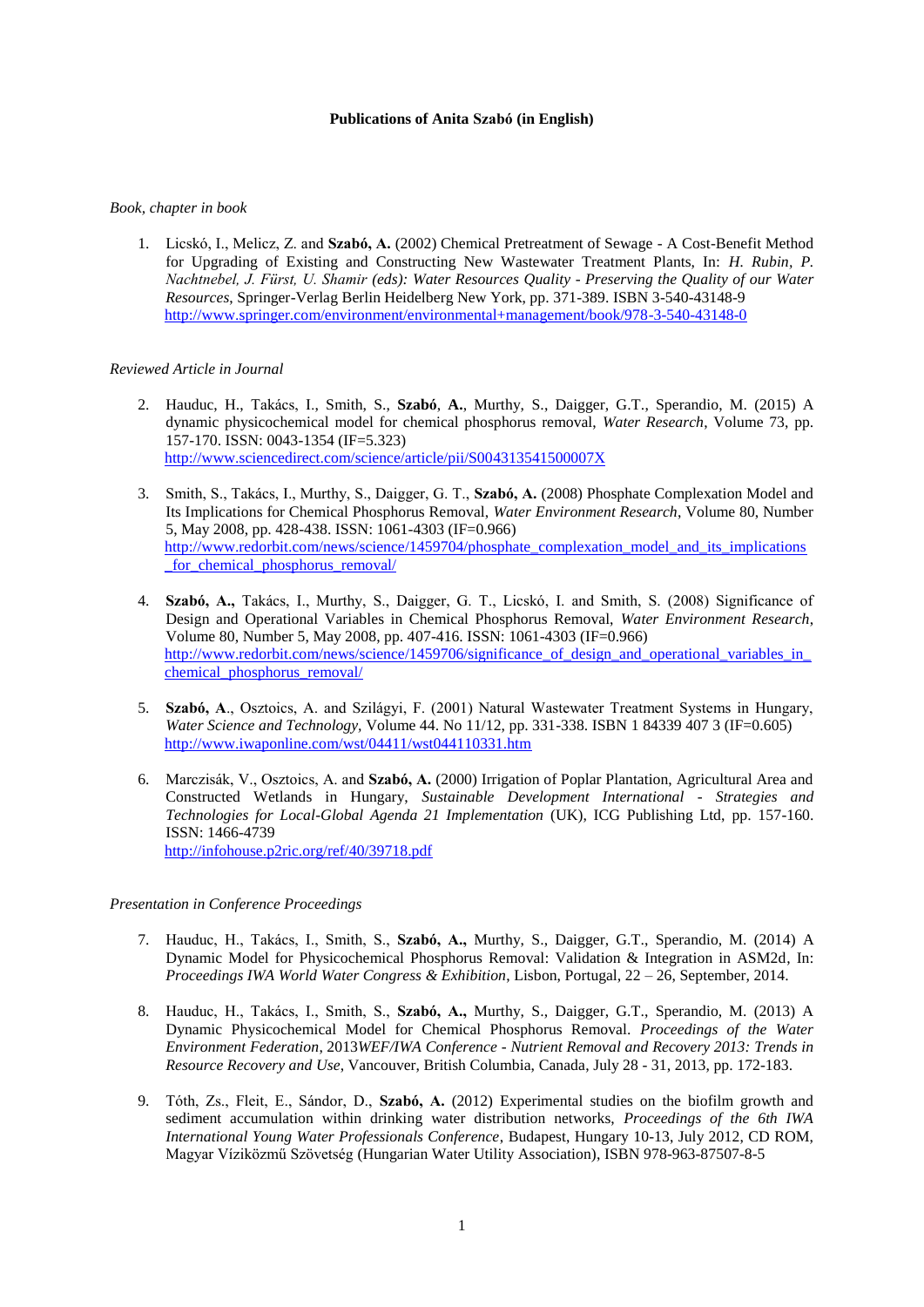**Publications of Anita Szabó (in English)**

*Book, chapter in book*

1. Licskó, I., Melicz, Z. and **Szabó, A.** (2002) Chemical Pretreatment of Sewage - A Cost-Benefit Method for Upgrading of Existing and Constructing New Wastewater Treatment Plants, In: *H. Rubin, P. Nachtnebel, J. Fürst, U. Shamir (eds): Water Resources Quality - Preserving the Quality of our Water Resources*, Springer-Verlag Berlin Heidelberg New York, pp. 371-389. ISBN 3-540-43148-9 http://www.springer.com/environment/environmental+management/book/978-3-540-43148-0

*Reviewed Article in Journal*

2. Hauduc, H., Takács, I., Smith, S., **Szabó**, **A.**, Murthy, S., Daigger, G.T., Sperandio, M. (2015) A dynamic physicochemical model for chemical phosphorus removal, *Water Research*, Volume 73, pp. 157-170. ISSN: 0043-1354 (IF=5.323) http://www.sciencedirect.com/science/article/pii/S004313541500007X

3. Smith, S., Takács, I., Murthy, S., Daigger, G. T., **Szabó, A.** (2008) Phosphate Complexation Model and Its Implications for Chemical Phosphorus Removal, *Water Environment Research*, Volume 80, Number 5, May 2008, pp. 428-438. ISSN: 1061-4303 (IF=0.966) http://www.redorbit.com/news/science/1459704/phosphate_complexation_model_and_its_implications_for_chemical_phosphorus_removal/

4. **Szabó, A.,** Takács, I., Murthy, S., Daigger, G. T., Licskó, I. and Smith, S. (2008) Significance of Design and Operational Variables in Chemical Phosphorus Removal, *Water Environment Research*, Volume 80, Number 5, May 2008, pp. 407-416. ISSN: 1061-4303 (IF=0.966) http://www.redorbit.com/news/science/1459706/significance_of_design_and_operational_variables_in_chemical_phosphorus_removal/

5. **Szabó, A**., Osztoics, A. and Szilágyi, F. (2001) Natural Wastewater Treatment Systems in Hungary, *Water Science and Technology,* Volume 44. No 11/12, pp. 331-338. ISBN 1 84339 407 3 (IF=0.605) http://www.iwaponline.com/wst/04411/wst044110331.htm

6. Marczisák, V., Osztoics, A. and **Szabó, A.** (2000) Irrigation of Poplar Plantation, Agricultural Area and Constructed Wetlands in Hungary, *Sustainable Development International - Strategies and Technologies for Local-Global Agenda 21 Implementation* (UK), ICG Publishing Ltd, pp. 157-160. ISSN: 1466-4739 http://infohouse.p2ric.org/ref/40/39718.pdf

*Presentation in Conference Proceedings*

7. Hauduc, H., Takács, I., Smith, S., **Szabó, A.,** Murthy, S., Daigger, G.T., Sperandio, M. (2014) A Dynamic Model for Physicochemical Phosphorus Removal: Validation & Integration in ASM2d, In: *Proceedings IWA World Water Congress & Exhibition*, Lisbon, Portugal, 22 – 26, September, 2014.

8. Hauduc, H., Takács, I., Smith, S., **Szabó, A.,** Murthy, S., Daigger, G.T., Sperandio, M. (2013) A Dynamic Physicochemical Model for Chemical Phosphorus Removal. *Proceedings of the Water Environment Federation*, 2013*WEF/IWA Conference - Nutrient Removal and Recovery 2013: Trends in Resource Recovery and Use*, Vancouver, British Columbia, Canada, July 28 - 31, 2013, pp. 172-183.

9. Tóth, Zs., Fleit, E., Sándor, D., **Szabó, A.** (2012) Experimental studies on the biofilm growth and sediment accumulation within drinking water distribution networks, *Proceedings of the 6th IWA International Young Water Professionals Conference*, Budapest, Hungary 10-13, July 2012, CD ROM, Magyar Víziközmű Szövetség (Hungarian Water Utility Association), ISBN 978-963-87507-8-5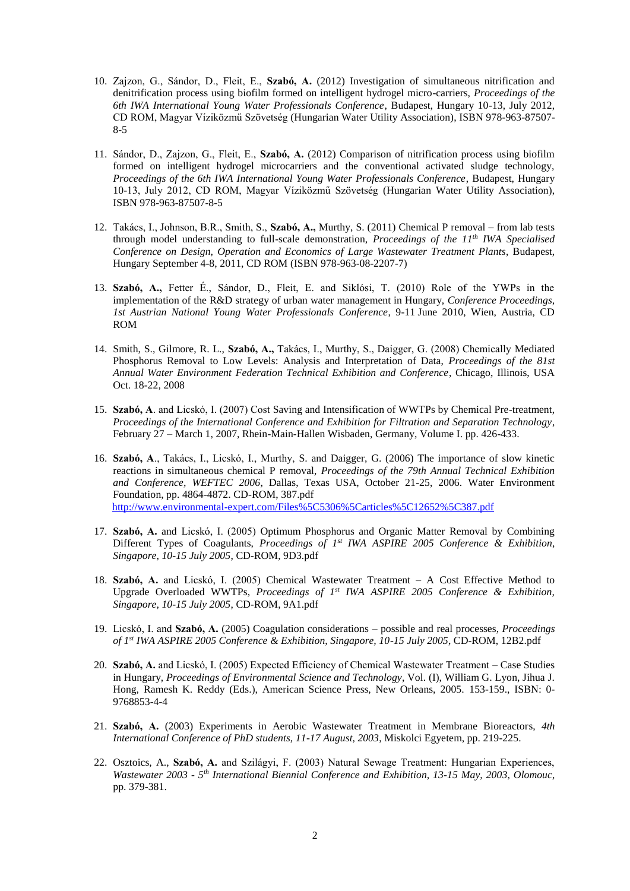10. Zajzon, G., Sándor, D., Fleit, E., **Szabó, A.** (2012) Investigation of simultaneous nitrification and denitrification process using biofilm formed on intelligent hydrogel micro-carriers, *Proceedings of the 6th IWA International Young Water Professionals Conference*, Budapest, Hungary 10-13, July 2012, CD ROM, Magyar Víziközmű Szövetség (Hungarian Water Utility Association), ISBN 978-963-87507-8-5

11. Sándor, D., Zajzon, G., Fleit, E., **Szabó, A.** (2012) Comparison of nitrification process using biofilm formed on intelligent hydrogel microcarriers and the conventional activated sludge technology, *Proceedings of the 6th IWA International Young Water Professionals Conference*, Budapest, Hungary 10-13, July 2012, CD ROM, Magyar Víziközmű Szövetség (Hungarian Water Utility Association), ISBN 978-963-87507-8-5

12. Takács, I., Johnson, B.R., Smith, S., **Szabó, A.,** Murthy, S. (2011) Chemical P removal – from lab tests through model understanding to full-scale demonstration, *Proceedings of the 11th IWA Specialised Conference on Design, Operation and Economics of Large Wastewater Treatment Plants*, Budapest, Hungary September 4-8, 2011, CD ROM (ISBN 978-963-08-2207-7)

13. **Szabó, A.,** Fetter É., Sándor, D., Fleit, E. and Siklósi, T. (2010) Role of the YWPs in the implementation of the R&D strategy of urban water management in Hungary, *Conference Proceedings, 1st Austrian National Young Water Professionals Conference*, 9-11 June 2010, Wien, Austria, CD ROM

14. Smith, S., Gilmore, R. L., **Szabó, A.,** Takács, I., Murthy, S., Daigger, G. (2008) Chemically Mediated Phosphorus Removal to Low Levels: Analysis and Interpretation of Data, *Proceedings of the 81st Annual Water Environment Federation Technical Exhibition and Conference*, Chicago, Illinois, USA Oct. 18-22, 2008

15. **Szabó, A**. and Licskó, I. (2007) Cost Saving and Intensification of WWTPs by Chemical Pre-treatment, *Proceedings of the International Conference and Exhibition for Filtration and Separation Technology*, February 27 – March 1, 2007, Rhein-Main-Hallen Wisbaden, Germany, Volume I. pp. 426-433.

16. **Szabó, A**., Takács, I., Licskó, I., Murthy, S. and Daigger, G. (2006) The importance of slow kinetic reactions in simultaneous chemical P removal, *Proceedings of the 79th Annual Technical Exhibition and Conference, WEFTEC 2006*, Dallas, Texas USA, October 21-25, 2006. Water Environment Foundation, pp. 4864-4872. CD-ROM, 387.pdf
http://www.environmental-expert.com/Files%5C5306%5Carticles%5C12652%5C387.pdf

17. **Szabó, A.** and Licskó, I. (2005) Optimum Phosphorus and Organic Matter Removal by Combining Different Types of Coagulants, *Proceedings of 1st IWA ASPIRE 2005 Conference & Exhibition, Singapore, 10-15 July 2005*, CD-ROM, 9D3.pdf

18. **Szabó, A.** and Licskó, I. (2005) Chemical Wastewater Treatment – A Cost Effective Method to Upgrade Overloaded WWTPs, *Proceedings of 1st IWA ASPIRE 2005 Conference & Exhibition, Singapore, 10-15 July 2005*, CD-ROM, 9A1.pdf

19. Licskó, I. and **Szabó, A.** (2005) Coagulation considerations – possible and real processes, *Proceedings of 1st IWA ASPIRE 2005 Conference & Exhibition, Singapore, 10-15 July 2005*, CD-ROM, 12B2.pdf

20. **Szabó, A.** and Licskó, I. (2005) Expected Efficiency of Chemical Wastewater Treatment – Case Studies in Hungary, *Proceedings of Environmental Science and Technology*, Vol. (I), William G. Lyon, Jihua J. Hong, Ramesh K. Reddy (Eds.), American Science Press, New Orleans, 2005. 153-159., ISBN: 0-9768853-4-4

21. **Szabó, A.** (2003) Experiments in Aerobic Wastewater Treatment in Membrane Bioreactors, *4th International Conference of PhD students, 11-17 August, 2003*, Miskolci Egyetem, pp. 219-225.

22. Osztoics, A., **Szabó, A.** and Szilágyi, F. (2003) Natural Sewage Treatment: Hungarian Experiences, *Wastewater 2003 - 5th International Biennial Conference and Exhibition, 13-15 May, 2003, Olomouc*, pp. 379-381.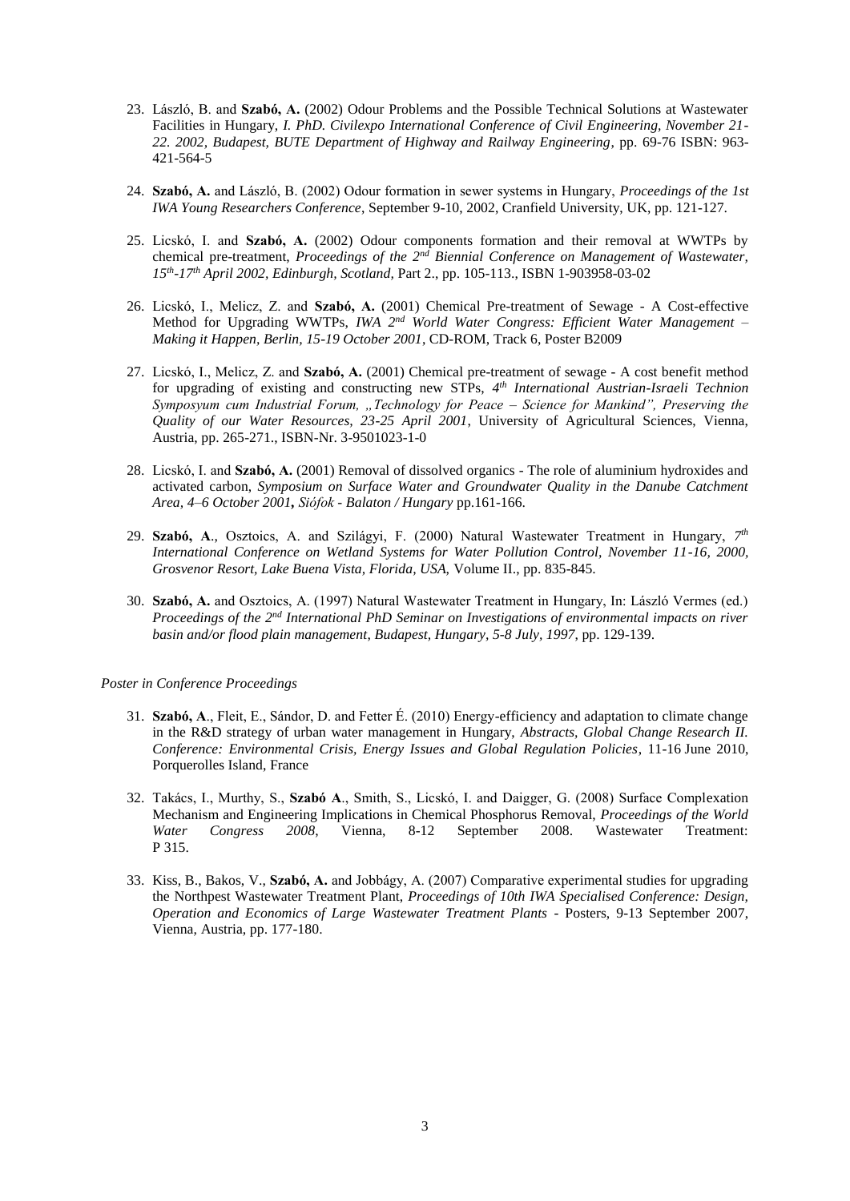23. László, B. and **Szabó, A.** (2002) Odour Problems and the Possible Technical Solutions at Wastewater Facilities in Hungary, *I. PhD. Civilexpo International Conference of Civil Engineering, November 21-22. 2002, Budapest, BUTE Department of Highway and Railway Engineering*, pp. 69-76 ISBN: 963-421-564-5

24. **Szabó, A.** and László, B. (2002) Odour formation in sewer systems in Hungary, *Proceedings of the 1st IWA Young Researchers Conference*, September 9-10, 2002, Cranfield University, UK, pp. 121-127.

25. Licskó, I. and **Szabó, A.** (2002) Odour components formation and their removal at WWTPs by chemical pre-treatment, *Proceedings of the 2nd Biennial Conference on Management of Wastewater, 15th-17th April 2002, Edinburgh, Scotland*, Part 2., pp. 105-113., ISBN 1-903958-03-02

26. Licskó, I., Melicz, Z. and **Szabó, A.** (2001) Chemical Pre-treatment of Sewage - A Cost-effective Method for Upgrading WWTPs, *IWA 2nd World Water Congress: Efficient Water Management – Making it Happen, Berlin, 15-19 October 2001*, CD-ROM, Track 6, Poster B2009

27. Licskó, I., Melicz, Z. and **Szabó, A.** (2001) Chemical pre-treatment of sewage - A cost benefit method for upgrading of existing and constructing new STPs, *4th International Austrian-Israeli Technion Symposyum cum Industrial Forum, „Technology for Peace – Science for Mankind", Preserving the Quality of our Water Resources, 23-25 April 2001*, University of Agricultural Sciences, Vienna, Austria, pp. 265-271., ISBN-Nr. 3-9501023-1-0

28. Licskó, I. and **Szabó, A.** (2001) Removal of dissolved organics - The role of aluminium hydroxides and activated carbon, *Symposium on Surface Water and Groundwater Quality in the Danube Catchment Area, 4–6 October 2001, Siófok - Balaton / Hungary* pp.161-166.

29. **Szabó, A**., Osztoics, A. and Szilágyi, F. (2000) Natural Wastewater Treatment in Hungary, *7th International Conference on Wetland Systems for Water Pollution Control, November 11-16, 2000, Grosvenor Resort, Lake Buena Vista, Florida, USA,* Volume II., pp. 835-845.

30. **Szabó, A.** and Osztoics, A. (1997) Natural Wastewater Treatment in Hungary, In: László Vermes (ed.) *Proceedings of the 2nd International PhD Seminar on Investigations of environmental impacts on river basin and/or flood plain management, Budapest, Hungary, 5-8 July, 1997*, pp. 129-139.

*Poster in Conference Proceedings*

31. **Szabó, A**., Fleit, E., Sándor, D. and Fetter É. (2010) Energy-efficiency and adaptation to climate change in the R&D strategy of urban water management in Hungary, *Abstracts, Global Change Research II. Conference: Environmental Crisis, Energy Issues and Global Regulation Policies*, 11-16 June 2010, Porquerolles Island, France

32. Takács, I., Murthy, S., **Szabó A**., Smith, S., Licskó, I. and Daigger, G. (2008) Surface Complexation Mechanism and Engineering Implications in Chemical Phosphorus Removal, *Proceedings of the World Water Congress 2008*, Vienna, 8-12 September 2008. Wastewater Treatment: P 315.

33. Kiss, B., Bakos, V., **Szabó, A.** and Jobbágy, A. (2007) Comparative experimental studies for upgrading the Northpest Wastewater Treatment Plant, *Proceedings of 10th IWA Specialised Conference: Design, Operation and Economics of Large Wastewater Treatment Plants* - Posters, 9-13 September 2007, Vienna, Austria, pp. 177-180.